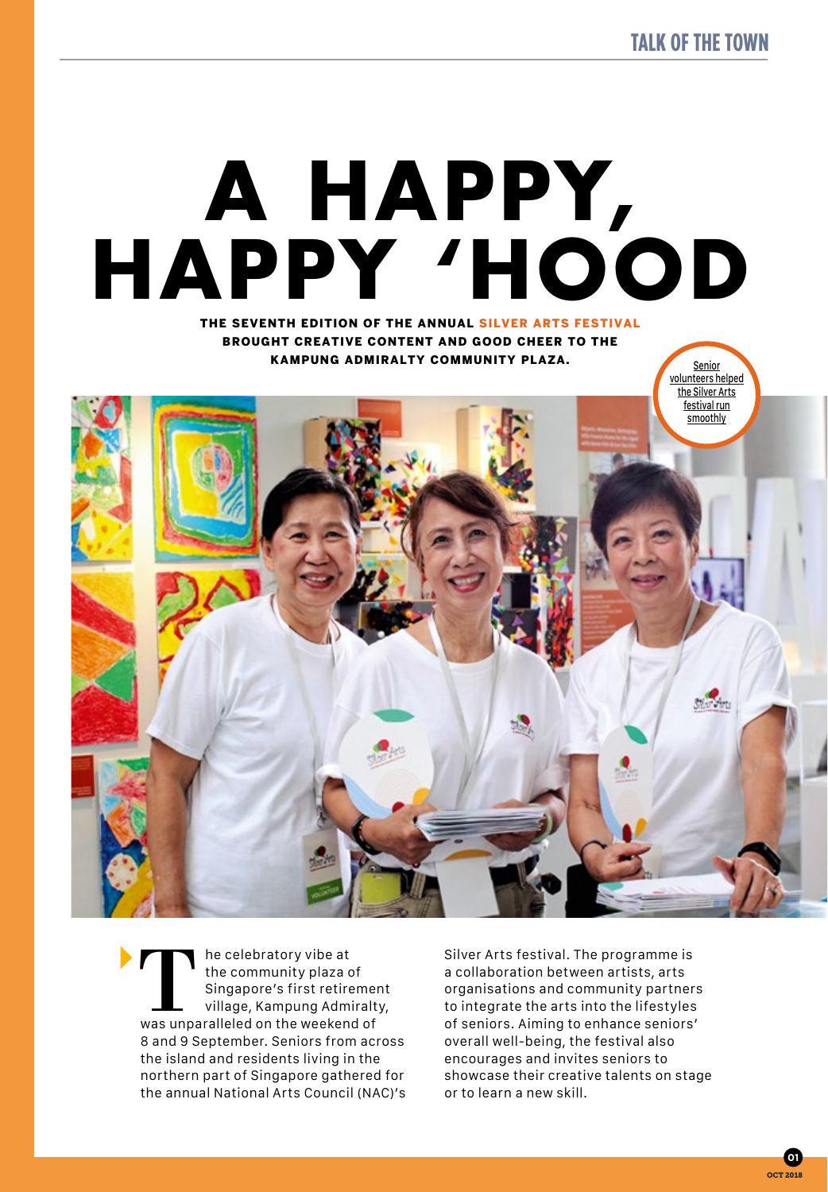# A HAPPY, HAPPY 'HOOD

**THE SEVENTH EDITION OF THE ANNUAL SILVER ARTS FESTIVAL BROUGHT CREATIVE CONTENT AND GOOD CHEER TO THE KAMPUNG ADMIRALTY COMMUNITY PLAZA.**

Senior volunteers helped the Silver Arts festival run smoothly

The celebratory vibe at the community plaza of Singapore's first retirement village, Kampung Admiralty, was unparalleled on the weekend of 8 and 9 September. Seniors from across the island and residents living in the northern part of Singapore gathered for the annual National Arts Council (NAC)'s Silver Arts festival. The programme is a collaboration between artists, arts organisations and community partners to integrate the arts into the lifestyles of seniors. Aiming to enhance seniors' overall well-being, the festival also encourages and invites seniors to showcase their creative talents on stage or to learn a new skill.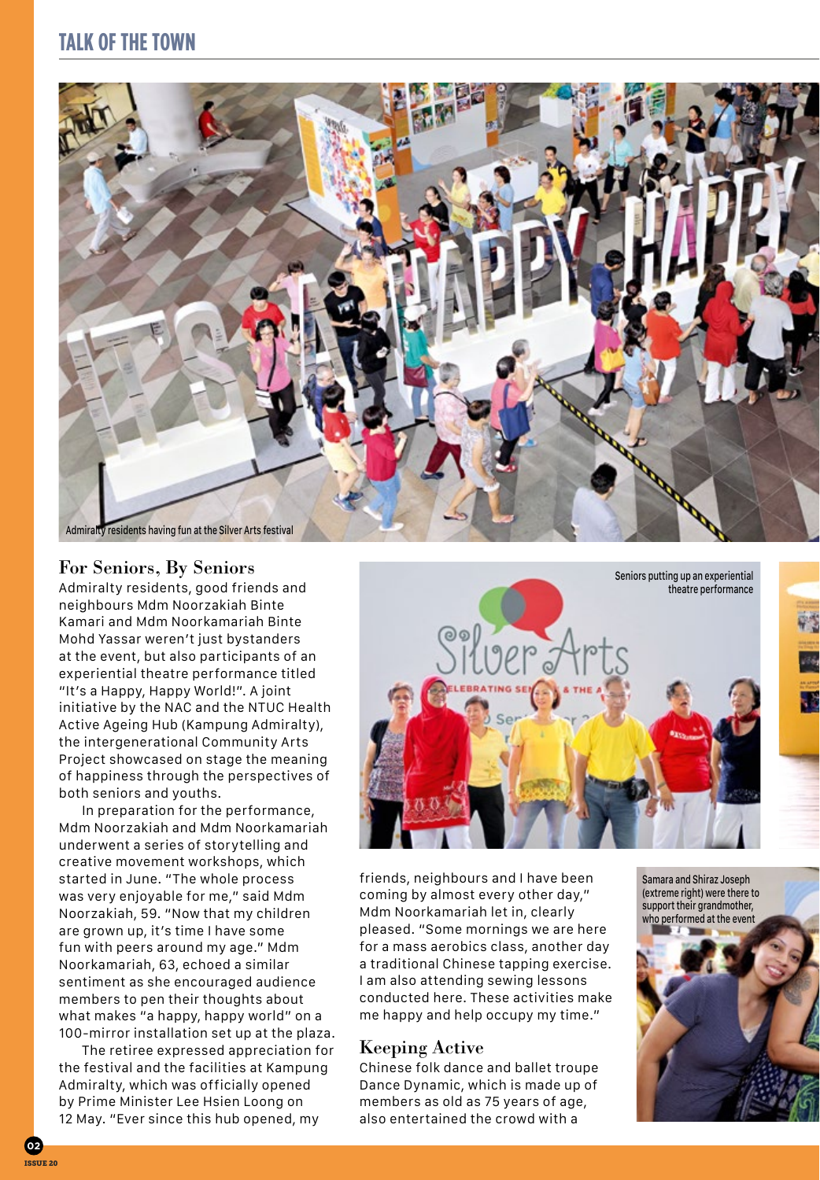Admiralty residents having fun at the Silver Arts festival

## For Seniors, By Seniors

Admiralty residents, good friends and neighbours Mdm Noorzakiah Binte Kamari and Mdm Noorkamariah Binte Mohd Yassar weren't just bystanders at the event, but also participants of an experiential theatre performance titled "It's a Happy, Happy World!". A joint initiative by the NAC and the NTUC Health Active Ageing Hub (Kampung Admiralty), the intergenerational Community Arts Project showcased on stage the meaning of happiness through the perspectives of both seniors and youths.

In preparation for the performance, Mdm Noorzakiah and Mdm Noorkamariah underwent a series of storytelling and creative movement workshops, which started in June. "The whole process was very enjoyable for me," said Mdm Noorzakiah, 59. "Now that my children are grown up, it's time I have some fun with peers around my age." Mdm Noorkamariah, 63, echoed a similar sentiment as she encouraged audience members to pen their thoughts about what makes "a happy, happy world" on a 100-mirror installation set up at the plaza.

The retiree expressed appreciation for the festival and the facilities at Kampung Admiralty, which was officially opened by Prime Minister Lee Hsien Loong on 12 May. "Ever since this hub opened, my friends, neighbours and I have been coming by almost every other day," Mdm Noorkamariah let in, clearly pleased. "Some mornings we are here for a mass aerobics class, another day a traditional Chinese tapping exercise. I am also attending sewing lessons conducted here. These activities make me happy and help occupy my time."

Seniors putting up an experiential theatre performance

## Keeping Active

Chinese folk dance and ballet troupe Dance Dynamic, which is made up of members as old as 75 years of age, also entertained the crowd with a

Samara and Shiraz Joseph (extreme right) were there to support their grandmother, who performed at the event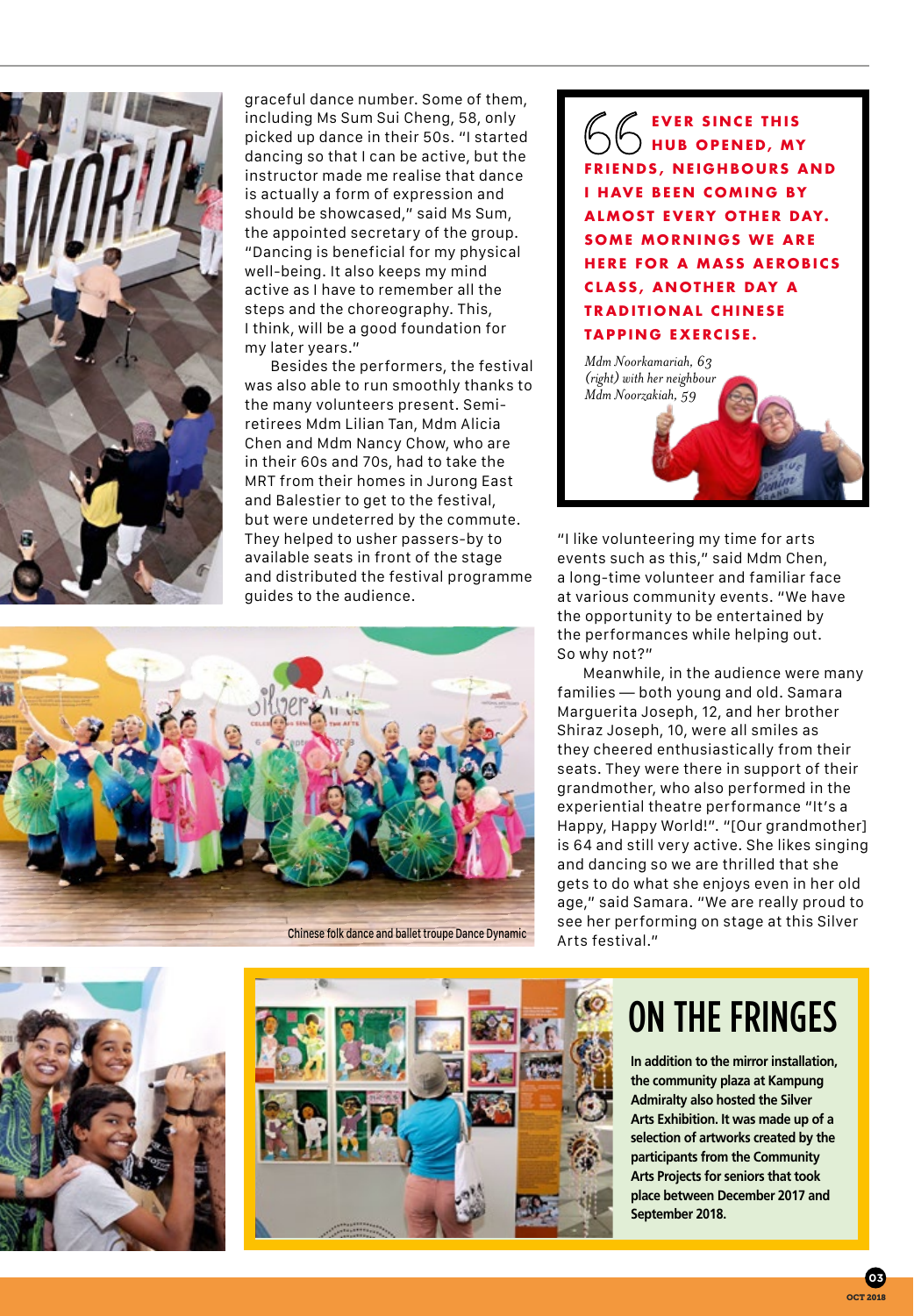graceful dance number. Some of them, including Ms Sum Sui Cheng, 58, only picked up dance in their 50s. "I started dancing so that I can be active, but the instructor made me realise that dance is actually a form of expression and should be showcased," said Ms Sum, the appointed secretary of the group. "Dancing is beneficial for my physical well-being. It also keeps my mind active as I have to remember all the steps and the choreography. This, I think, will be a good foundation for my later years."

Besides the performers, the festival was also able to run smoothly thanks to the many volunteers present. Semi-retirees Mdm Lilian Tan, Mdm Alicia Chen and Mdm Nancy Chow, who are in their 60s and 70s, had to take the MRT from their homes in Jurong East and Balestier to get to the festival, but were undeterred by the commute. They helped to usher passers-by to available seats in front of the stage and distributed the festival programme guides to the audience.

Chinese folk dance and ballet troupe Dance Dynamic

> **EVER SINCE THIS HUB OPENED, MY FRIENDS, NEIGHBOURS AND I HAVE BEEN COMING BY ALMOST EVERY OTHER DAY. SOME MORNINGS WE ARE HERE FOR A MASS AEROBICS CLASS, ANOTHER DAY A TRADITIONAL CHINESE TAPPING EXERCISE.**
>
> *Mdm Noorkamariah, 63 (right) with her neighbour Mdm Noorzakiah, 59*

"I like volunteering my time for arts events such as this," said Mdm Chen, a long-time volunteer and familiar face at various community events. "We have the opportunity to be entertained by the performances while helping out. So why not?"

Meanwhile, in the audience were many families — both young and old. Samara Marguerita Joseph, 12, and her brother Shiraz Joseph, 10, were all smiles as they cheered enthusiastically from their seats. They were there in support of their grandmother, who also performed in the experiential theatre performance "It's a Happy, Happy World!". "[Our grandmother] is 64 and still very active. She likes singing and dancing so we are thrilled that she gets to do what she enjoys even in her old age," said Samara. "We are really proud to see her performing on stage at this Silver Arts festival."

## ON THE FRINGES

**In addition to the mirror installation, the community plaza at Kampung Admiralty also hosted the Silver Arts Exhibition. It was made up of a selection of artworks created by the participants from the Community Arts Projects for seniors that took place between December 2017 and September 2018.**